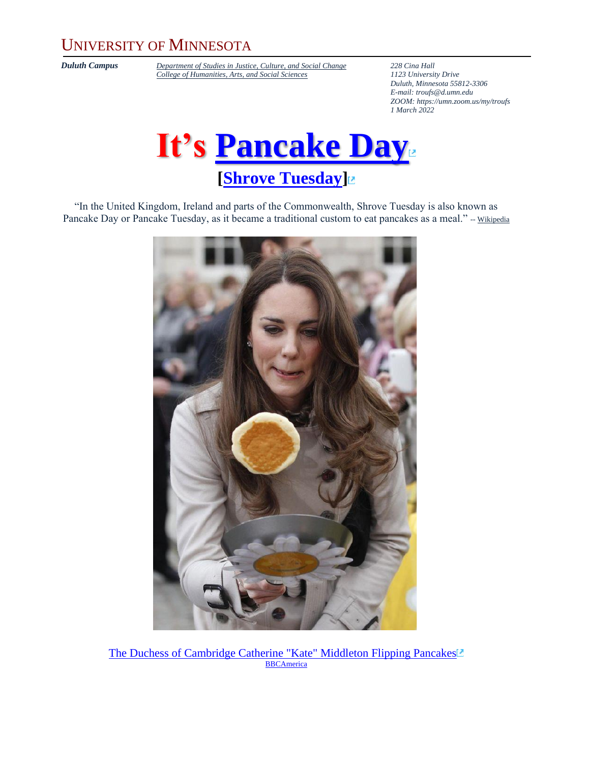UNIVERSITY OF MINNESOTA

***Duluth Campus***

*Department of Studies in Justice, Culture, and Social Change*
*College of Humanities, Arts, and Social Sciences*

*228 Cina Hall*
*1123 University Drive*
*Duluth, Minnesota 55812-3306*
*E-mail: troufs@d.umn.edu*
*ZOOM: https://umn.zoom.us/my/troufs*
*1 March 2022*

# It's Pancake Day

## [Shrove Tuesday]

"In the United Kingdom, Ireland and parts of the Commonwealth, Shrove Tuesday is also known as Pancake Day or Pancake Tuesday, as it became a traditional custom to eat pancakes as a meal." -- Wikipedia

The Duchess of Cambridge Catherine "Kate" Middleton Flipping Pancakes
BBCAmerica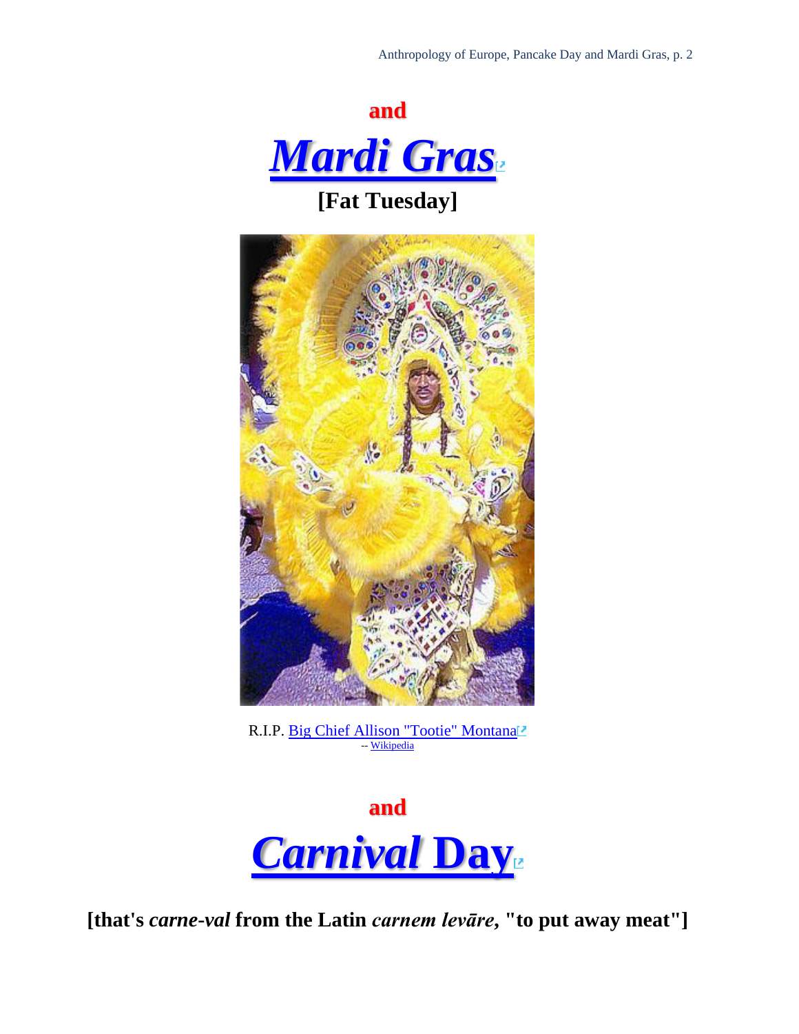**and**

# *[Mardi Gras]*

## [Fat Tuesday]

R.I.P. Big Chief Allison "Tootie" Montana
-- Wikipedia

**and**

# *Carnival* Day

**[that's *carne-val* from the Latin *carnem levāre*, "to put away meat"]**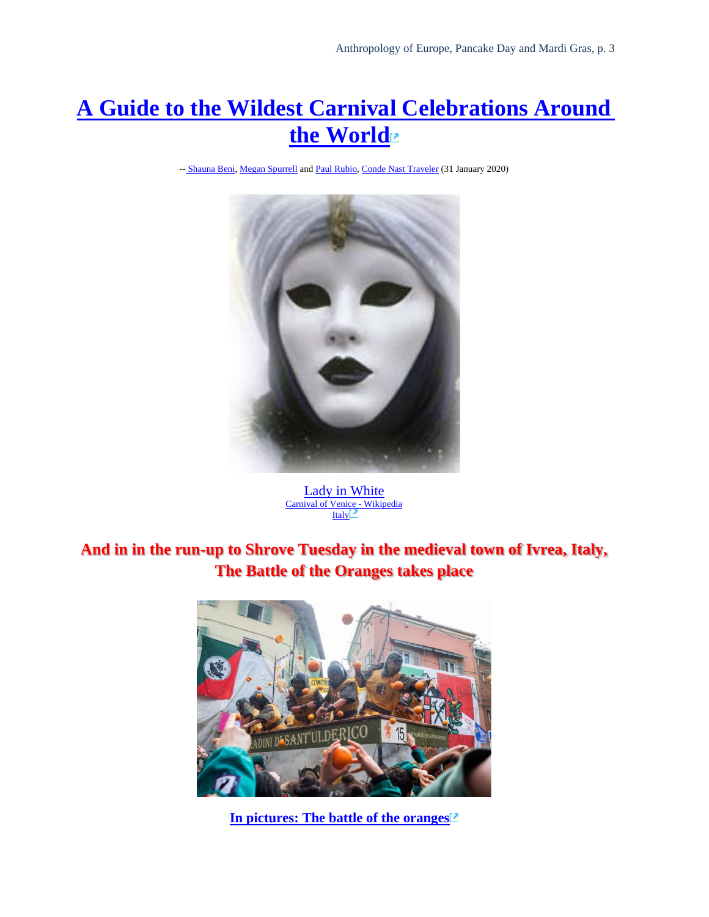# A Guide to the Wildest Carnival Celebrations Around the World

-- Shauna Beni, Megan Spurrell and Paul Rubio, Conde Nast Traveler (31 January 2020)

Lady in White
Carnival of Venice - Wikipedia
Italy

## And in in the run-up to Shrove Tuesday in the medieval town of Ivrea, Italy, The Battle of the Oranges takes place

**In pictures: The battle of the oranges**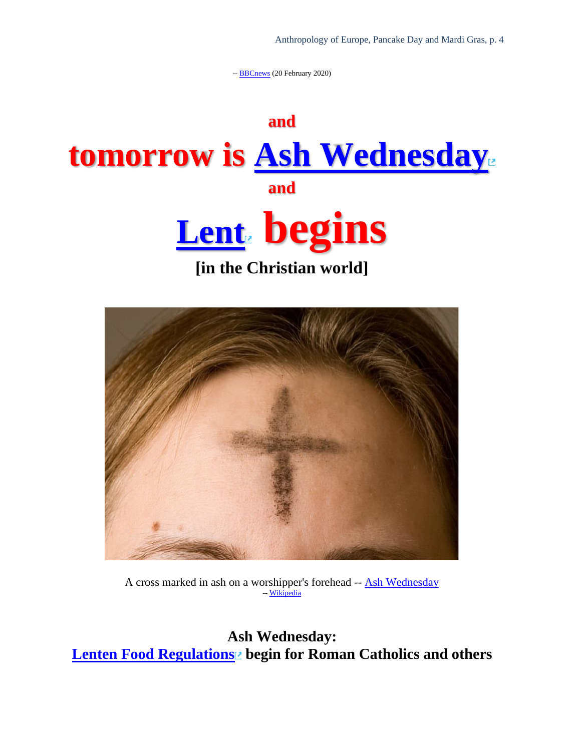-- BBCnews (20 February 2020)

# and

# tomorrow is Ash Wednesday

# and

# Lent begins

## [in the Christian world]

A cross marked in ash on a worshipper's forehead -- Ash Wednesday
-- Wikipedia

## Ash Wednesday:
## Lenten Food Regulations begin for Roman Catholics and others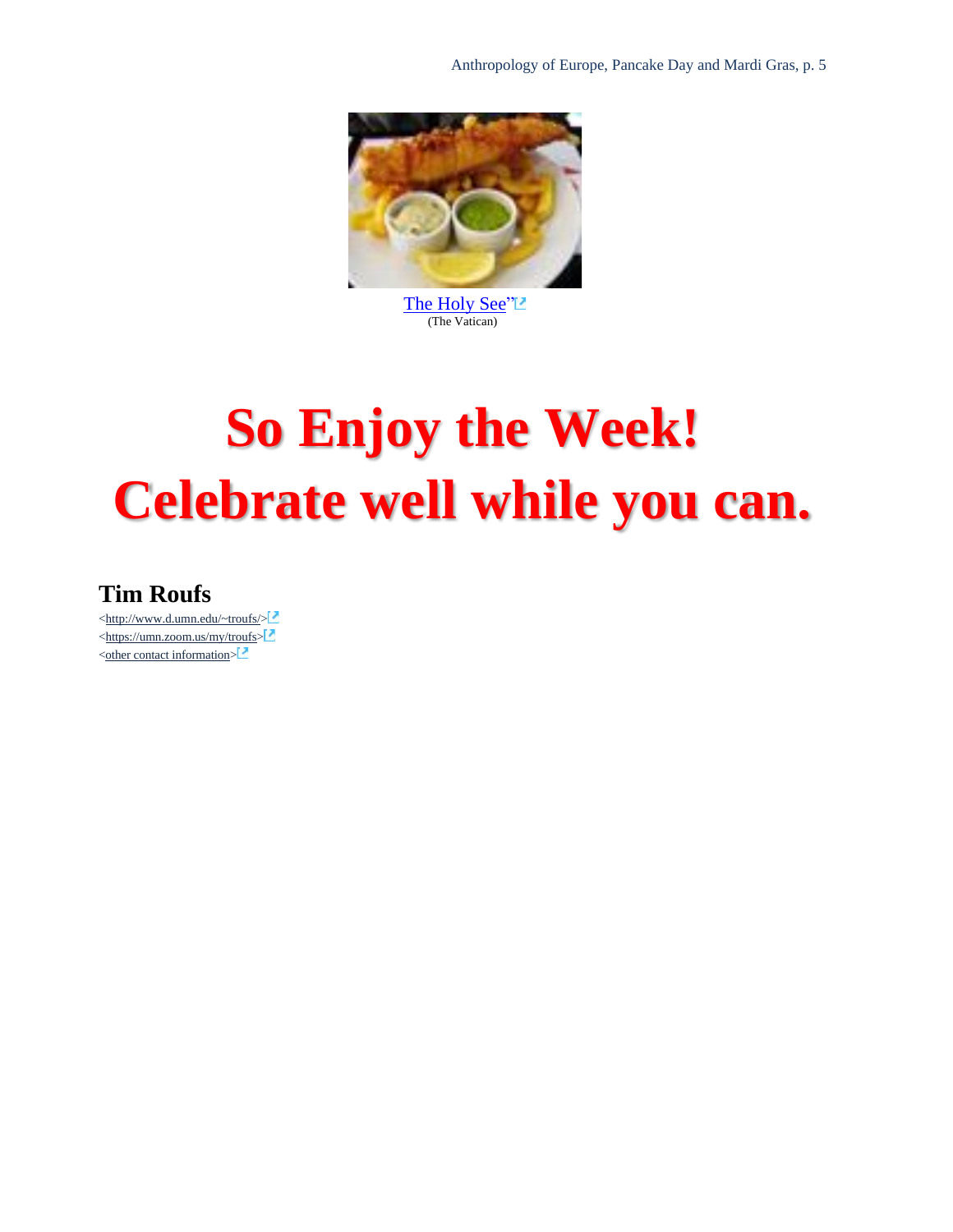The Holy See"
(The Vatican)

# So Enjoy the Week!
# Celebrate well while you can.

## Tim Roufs

<http://www.d.umn.edu/~troufs/>
<https://umn.zoom.us/my/troufs>
<other contact information>